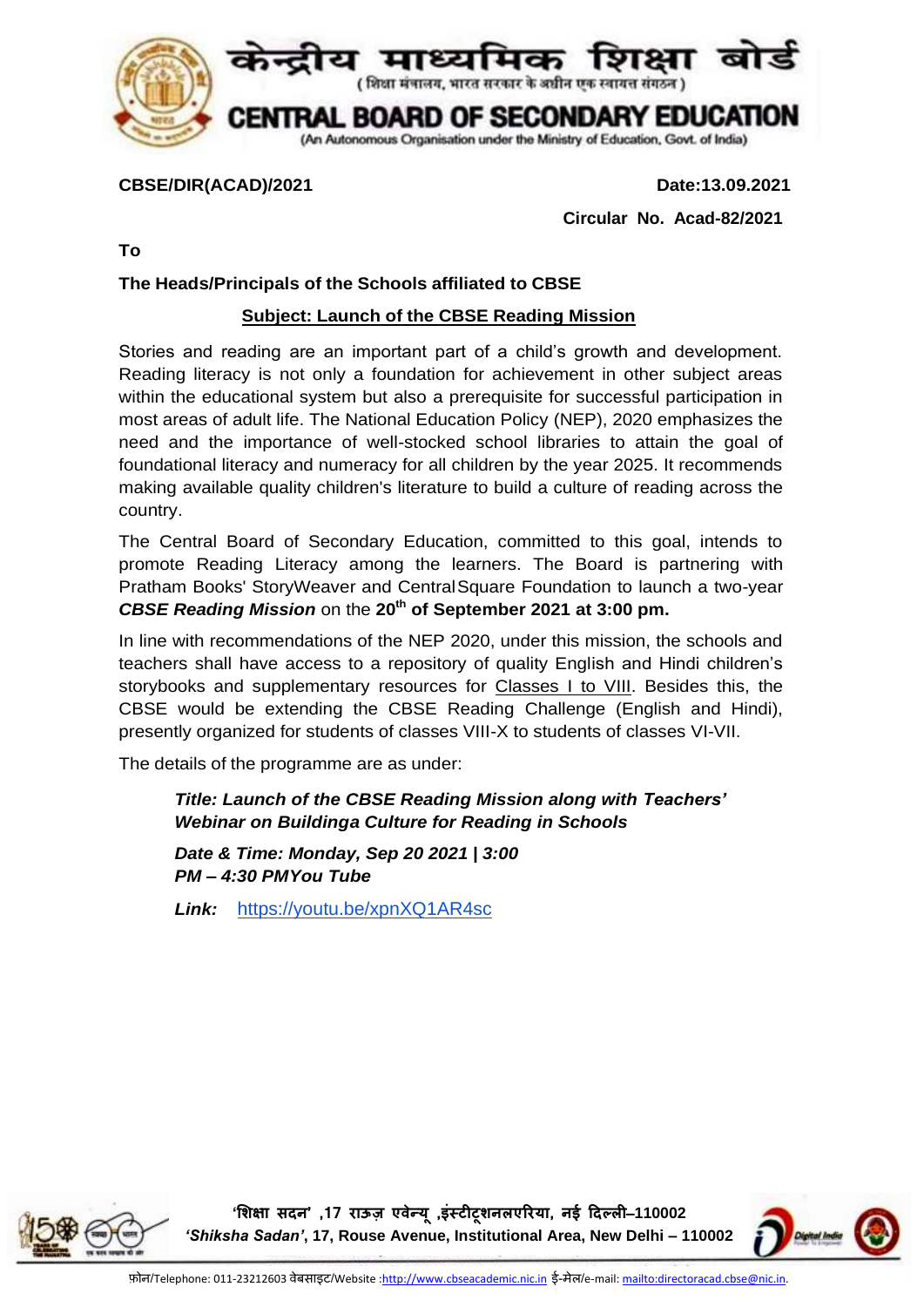# केन्द्रीय माध्यमिक शिक्षा बोर्ड

( शिक्षा मंत्रालय, भारत सरकार के अधीन एक स्वायत्त संगठन )

# CENTRAL BOARD OF SECONDARY EDUCATION

(An Autonomous Organisation under the Ministry of Education, Govt. of India)

**CBSE/DIR(ACAD)/2021** **Date:13.09.2021**

**Circular No. Acad-82/2021**

**To**

**The Heads/Principals of the Schools affiliated to CBSE**

**Subject: Launch of the CBSE Reading Mission**

Stories and reading are an important part of a child's growth and development. Reading literacy is not only a foundation for achievement in other subject areas within the educational system but also a prerequisite for successful participation in most areas of adult life. The National Education Policy (NEP), 2020 emphasizes the need and the importance of well-stocked school libraries to attain the goal of foundational literacy and numeracy for all children by the year 2025. It recommends making available quality children's literature to build a culture of reading across the country.

The Central Board of Secondary Education, committed to this goal, intends to promote Reading Literacy among the learners. The Board is partnering with Pratham Books' StoryWeaver and CentralSquare Foundation to launch a two-year ***CBSE Reading Mission*** on the **20th of September 2021 at 3:00 pm.**

In line with recommendations of the NEP 2020, under this mission, the schools and teachers shall have access to a repository of quality English and Hindi children's storybooks and supplementary resources for Classes I to VIII. Besides this, the CBSE would be extending the CBSE Reading Challenge (English and Hindi), presently organized for students of classes VIII-X to students of classes VI-VII.

The details of the programme are as under:

> ***Title: Launch of the CBSE Reading Mission along with Teachers' Webinar on Buildinga Culture for Reading in Schools***
>
> ***Date & Time: Monday, Sep 20 2021 | 3:00 PM – 4:30 PMYou Tube***
>
> ***Link:*** https://youtu.be/xpnXQ1AR4sc

'शिक्षा सदन' ,17 राऊज़ एवेन्यू ,इंस्टीटूशनलएरिया, नई दिल्ली–110002
*'Shiksha Sadan'*, 17, Rouse Avenue, Institutional Area, New Delhi – 110002

फ़ोन/Telephone: 011-23212603 वेबसाइट/Website :http://www.cbseacademic.nic.in ई-मेल/e-mail: mailto:directoracad.cbse@nic.in.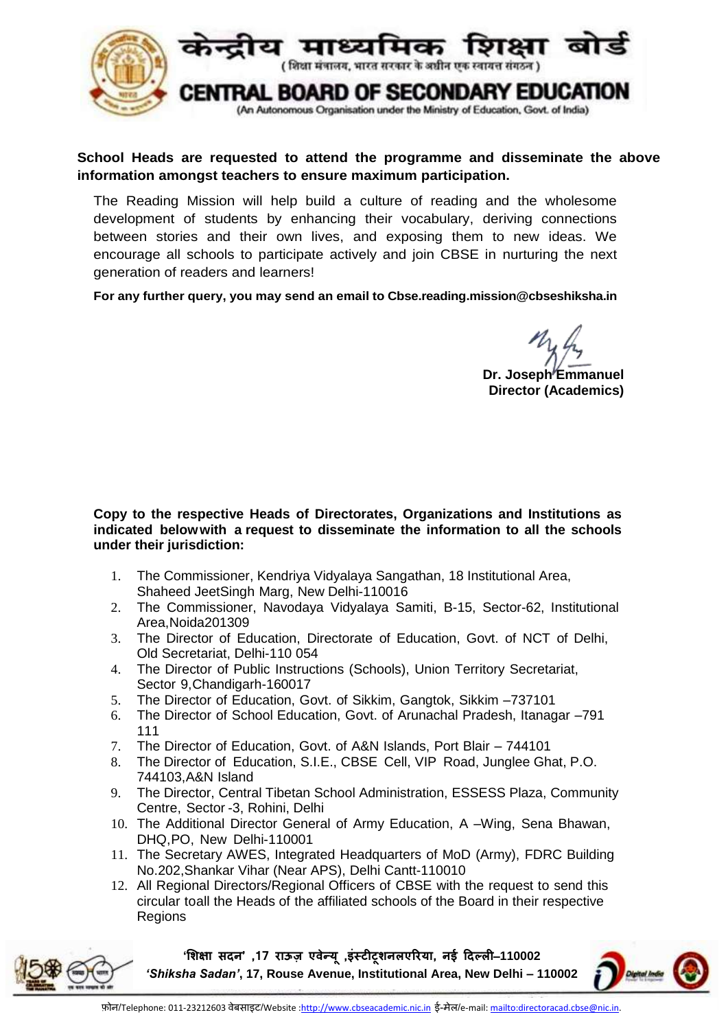**School Heads are requested to attend the programme and disseminate the above information amongst teachers to ensure maximum participation.**

The Reading Mission will help build a culture of reading and the wholesome development of students by enhancing their vocabulary, deriving connections between stories and their own lives, and exposing them to new ideas. We encourage all schools to participate actively and join CBSE in nurturing the next generation of readers and learners!

**For any further query, you may send an email to Cbse.reading.mission@cbseshiksha.in**

**Dr. Joseph Emmanuel**
**Director (Academics)**

**Copy to the respective Heads of Directorates, Organizations and Institutions as indicated belowwith a request to disseminate the information to all the schools under their jurisdiction:**

1. The Commissioner, Kendriya Vidyalaya Sangathan, 18 Institutional Area, Shaheed JeetSingh Marg, New Delhi-110016
2. The Commissioner, Navodaya Vidyalaya Samiti, B-15, Sector-62, Institutional Area,Noida201309
3. The Director of Education, Directorate of Education, Govt. of NCT of Delhi, Old Secretariat, Delhi-110 054
4. The Director of Public Instructions (Schools), Union Territory Secretariat, Sector 9,Chandigarh-160017
5. The Director of Education, Govt. of Sikkim, Gangtok, Sikkim –737101
6. The Director of School Education, Govt. of Arunachal Pradesh, Itanagar –791 111
7. The Director of Education, Govt. of A&N Islands, Port Blair – 744101
8. The Director of Education, S.I.E., CBSE Cell, VIP Road, Junglee Ghat, P.O. 744103,A&N Island
9. The Director, Central Tibetan School Administration, ESSESS Plaza, Community Centre, Sector -3, Rohini, Delhi
10. The Additional Director General of Army Education, A –Wing, Sena Bhawan, DHQ,PO, New Delhi-110001
11. The Secretary AWES, Integrated Headquarters of MoD (Army), FDRC Building No.202,Shankar Vihar (Near APS), Delhi Cantt-110010
12. All Regional Directors/Regional Officers of CBSE with the request to send this circular toall the Heads of the affiliated schools of the Board in their respective Regions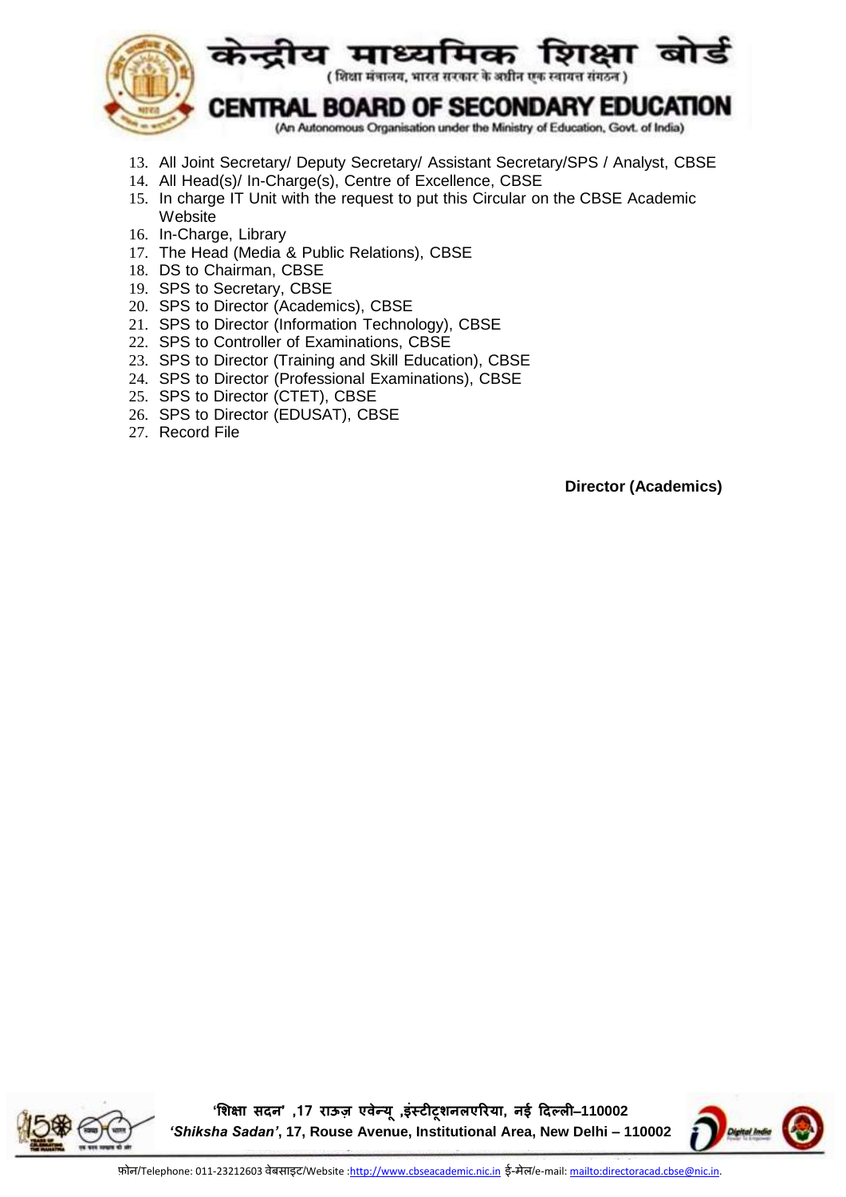13. All Joint Secretary/ Deputy Secretary/ Assistant Secretary/SPS / Analyst, CBSE
14. All Head(s)/ In-Charge(s), Centre of Excellence, CBSE
15. In charge IT Unit with the request to put this Circular on the CBSE Academic Website
16. In-Charge, Library
17. The Head (Media & Public Relations), CBSE
18. DS to Chairman, CBSE
19. SPS to Secretary, CBSE
20. SPS to Director (Academics), CBSE
21. SPS to Director (Information Technology), CBSE
22. SPS to Controller of Examinations, CBSE
23. SPS to Director (Training and Skill Education), CBSE
24. SPS to Director (Professional Examinations), CBSE
25. SPS to Director (CTET), CBSE
26. SPS to Director (EDUSAT), CBSE
27. Record File

**Director (Academics)**